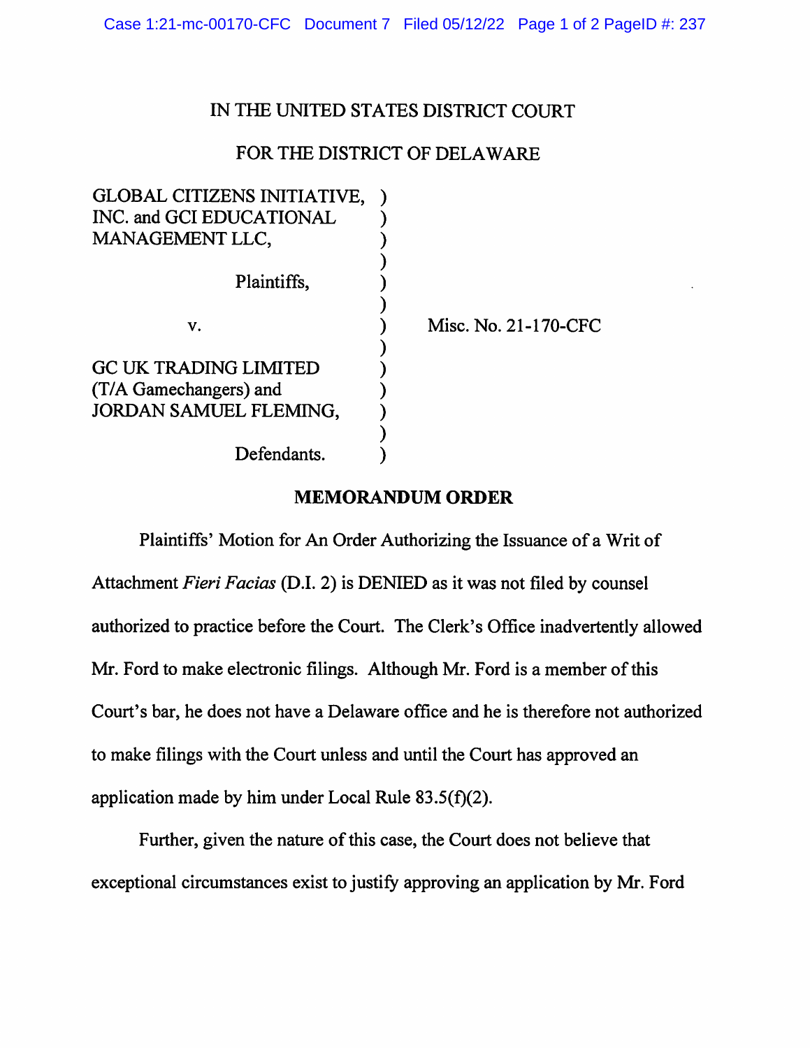IN THE UNITED STATES DISTRICT COURT

FOR THE DISTRICT OF DELAWARE

| | | |
|---|---|---|
| GLOBAL CITIZENS INITIATIVE, INC. and GCI EDUCATIONAL MANAGEMENT LLC, | ) | |
| Plaintiffs, | ) | |
| v. | ) | Misc. No. 21-170-CFC |
| GC UK TRADING LIMITED (T/A Gamechangers) and JORDAN SAMUEL FLEMING, | ) | |
| Defendants. | ) | |

**MEMORANDUM ORDER**

Plaintiffs' Motion for An Order Authorizing the Issuance of a Writ of Attachment *Fieri Facias* (D.I. 2) is DENIED as it was not filed by counsel authorized to practice before the Court. The Clerk's Office inadvertently allowed Mr. Ford to make electronic filings. Although Mr. Ford is a member of this Court's bar, he does not have a Delaware office and he is therefore not authorized to make filings with the Court unless and until the Court has approved an application made by him under Local Rule 83.5(f)(2).

Further, given the nature of this case, the Court does not believe that exceptional circumstances exist to justify approving an application by Mr. Ford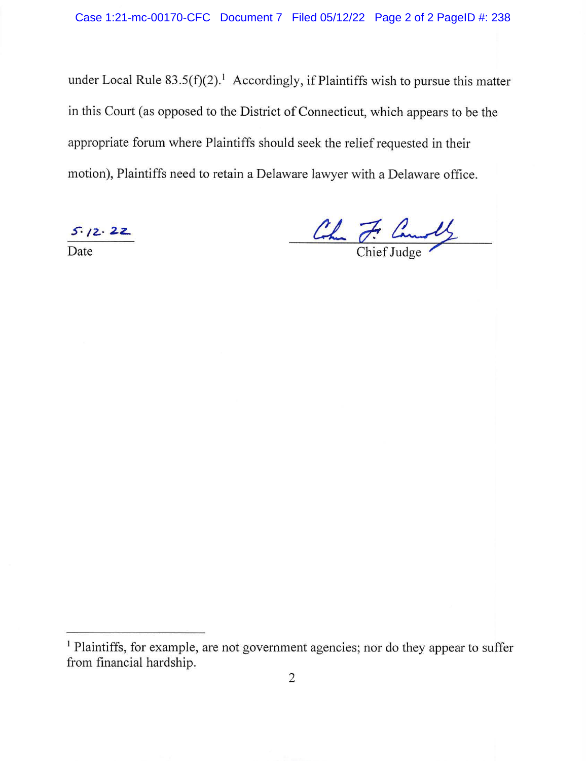under Local Rule 83.5(f)(2).[1] Accordingly, if Plaintiffs wish to pursue this matter in this Court (as opposed to the District of Connecticut, which appears to be the appropriate forum where Plaintiffs should seek the relief requested in their motion), Plaintiffs need to retain a Delaware lawyer with a Delaware office.

5.12.22
Date

Colm F. Connolly
Chief Judge

---

[1] Plaintiffs, for example, are not government agencies; nor do they appear to suffer from financial hardship.